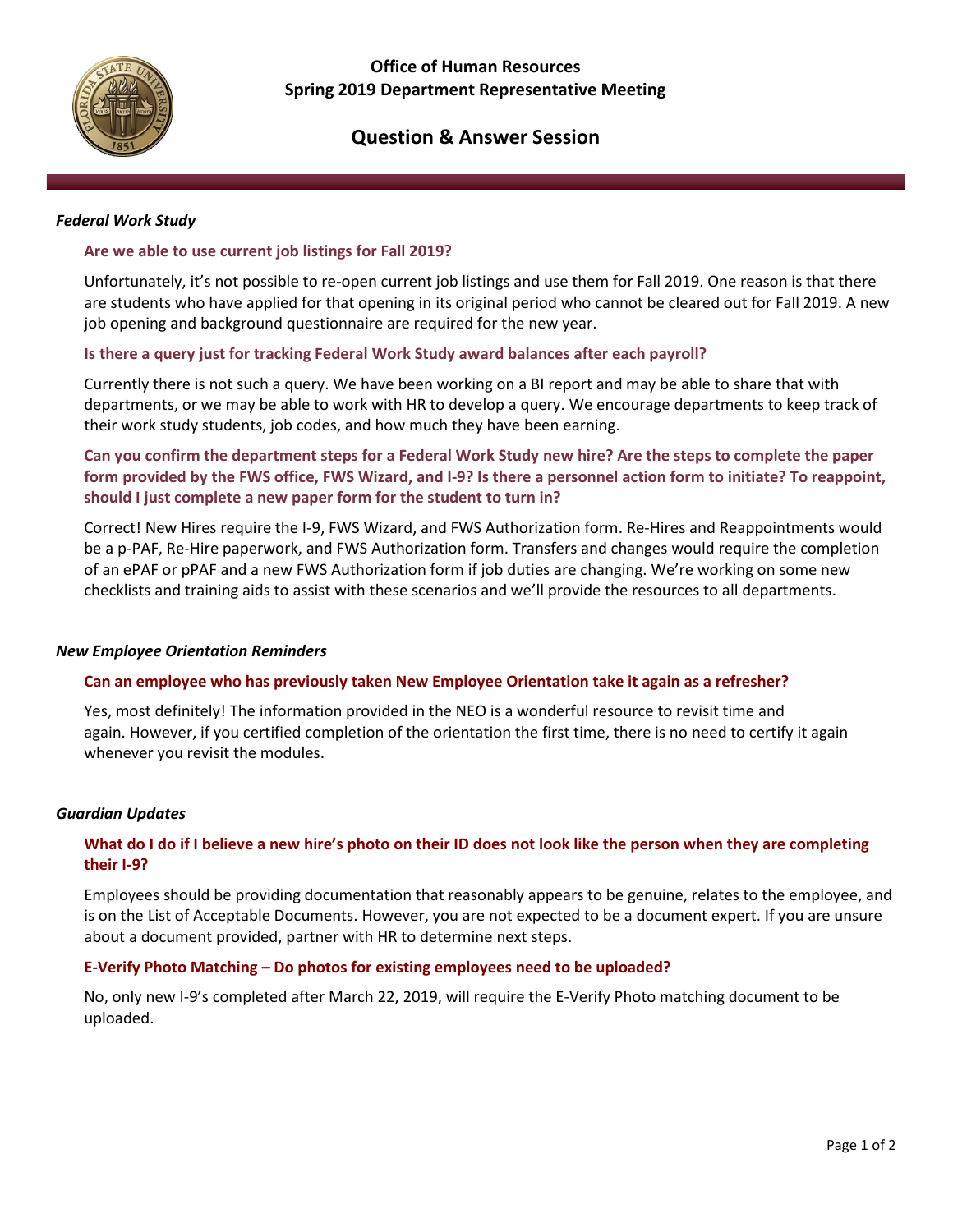# Office of Human Resources
## Spring 2019 Department Representative Meeting

## Question & Answer Session

### *Federal Work Study*

**Are we able to use current job listings for Fall 2019?**

Unfortunately, it's not possible to re-open current job listings and use them for Fall 2019. One reason is that there are students who have applied for that opening in its original period who cannot be cleared out for Fall 2019. A new job opening and background questionnaire are required for the new year.

**Is there a query just for tracking Federal Work Study award balances after each payroll?**

Currently there is not such a query. We have been working on a BI report and may be able to share that with departments, or we may be able to work with HR to develop a query. We encourage departments to keep track of their work study students, job codes, and how much they have been earning.

**Can you confirm the department steps for a Federal Work Study new hire? Are the steps to complete the paper form provided by the FWS office, FWS Wizard, and I-9? Is there a personnel action form to initiate? To reappoint, should I just complete a new paper form for the student to turn in?**

Correct! New Hires require the I-9, FWS Wizard, and FWS Authorization form. Re-Hires and Reappointments would be a p-PAF, Re-Hire paperwork, and FWS Authorization form. Transfers and changes would require the completion of an ePAF or pPAF and a new FWS Authorization form if job duties are changing. We're working on some new checklists and training aids to assist with these scenarios and we'll provide the resources to all departments.

### *New Employee Orientation Reminders*

**Can an employee who has previously taken New Employee Orientation take it again as a refresher?**

Yes, most definitely! The information provided in the NEO is a wonderful resource to revisit time and again. However, if you certified completion of the orientation the first time, there is no need to certify it again whenever you revisit the modules.

### *Guardian Updates*

**What do I do if I believe a new hire's photo on their ID does not look like the person when they are completing their I-9?**

Employees should be providing documentation that reasonably appears to be genuine, relates to the employee, and is on the List of Acceptable Documents. However, you are not expected to be a document expert. If you are unsure about a document provided, partner with HR to determine next steps.

**E-Verify Photo Matching – Do photos for existing employees need to be uploaded?**

No, only new I-9's completed after March 22, 2019, will require the E-Verify Photo matching document to be uploaded.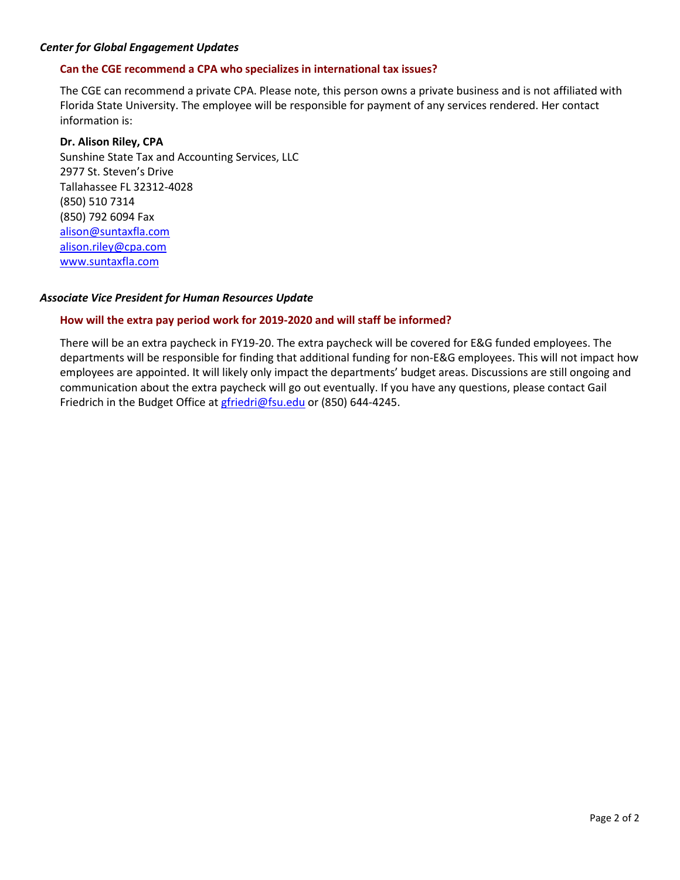### *Center for Global Engagement Updates*

#### **Can the CGE recommend a CPA who specializes in international tax issues?**

The CGE can recommend a private CPA. Please note, this person owns a private business and is not affiliated with Florida State University. The employee will be responsible for payment of any services rendered. Her contact information is:

**Dr. Alison Riley, CPA**
Sunshine State Tax and Accounting Services, LLC
2977 St. Steven's Drive
Tallahassee FL 32312-4028
(850) 510 7314
(850) 792 6094 Fax
alison@suntaxfla.com
alison.riley@cpa.com
www.suntaxfla.com

### *Associate Vice President for Human Resources Update*

#### **How will the extra pay period work for 2019-2020 and will staff be informed?**

There will be an extra paycheck in FY19-20. The extra paycheck will be covered for E&G funded employees. The departments will be responsible for finding that additional funding for non-E&G employees. This will not impact how employees are appointed. It will likely only impact the departments' budget areas. Discussions are still ongoing and communication about the extra paycheck will go out eventually. If you have any questions, please contact Gail Friedrich in the Budget Office at gfriedri@fsu.edu or (850) 644-4245.